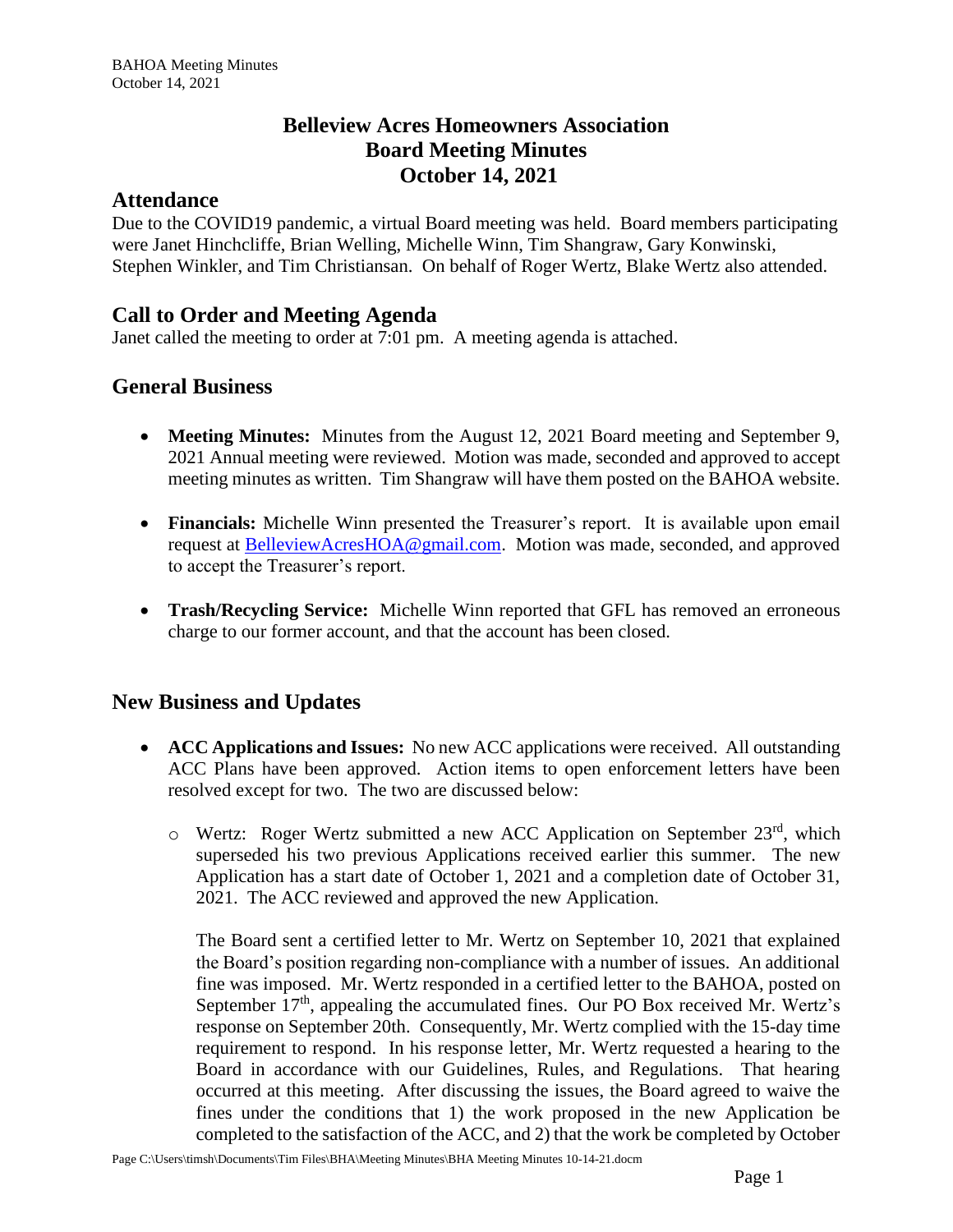# Belleview Acres Homeowners Association
# Board Meeting Minutes
# October 14, 2021

## Attendance

Due to the COVID19 pandemic, a virtual Board meeting was held. Board members participating were Janet Hinchcliffe, Brian Welling, Michelle Winn, Tim Shangraw, Gary Konwinski, Stephen Winkler, and Tim Christiansan. On behalf of Roger Wertz, Blake Wertz also attended.

## Call to Order and Meeting Agenda

Janet called the meeting to order at 7:01 pm. A meeting agenda is attached.

## General Business

- **Meeting Minutes:** Minutes from the August 12, 2021 Board meeting and September 9, 2021 Annual meeting were reviewed. Motion was made, seconded and approved to accept meeting minutes as written. Tim Shangraw will have them posted on the BAHOA website.

- **Financials:** Michelle Winn presented the Treasurer's report. It is available upon email request at BelleviewAcresHOA@gmail.com. Motion was made, seconded, and approved to accept the Treasurer's report.

- **Trash/Recycling Service:** Michelle Winn reported that GFL has removed an erroneous charge to our former account, and that the account has been closed.

## New Business and Updates

- **ACC Applications and Issues:** No new ACC applications were received. All outstanding ACC Plans have been approved. Action items to open enforcement letters have been resolved except for two. The two are discussed below:

  - Wertz: Roger Wertz submitted a new ACC Application on September 23rd, which superseded his two previous Applications received earlier this summer. The new Application has a start date of October 1, 2021 and a completion date of October 31, 2021. The ACC reviewed and approved the new Application.

    The Board sent a certified letter to Mr. Wertz on September 10, 2021 that explained the Board's position regarding non-compliance with a number of issues. An additional fine was imposed. Mr. Wertz responded in a certified letter to the BAHOA, posted on September 17th, appealing the accumulated fines. Our PO Box received Mr. Wertz's response on September 20th. Consequently, Mr. Wertz complied with the 15-day time requirement to respond. In his response letter, Mr. Wertz requested a hearing to the Board in accordance with our Guidelines, Rules, and Regulations. That hearing occurred at this meeting. After discussing the issues, the Board agreed to waive the fines under the conditions that 1) the work proposed in the new Application be completed to the satisfaction of the ACC, and 2) that the work be completed by October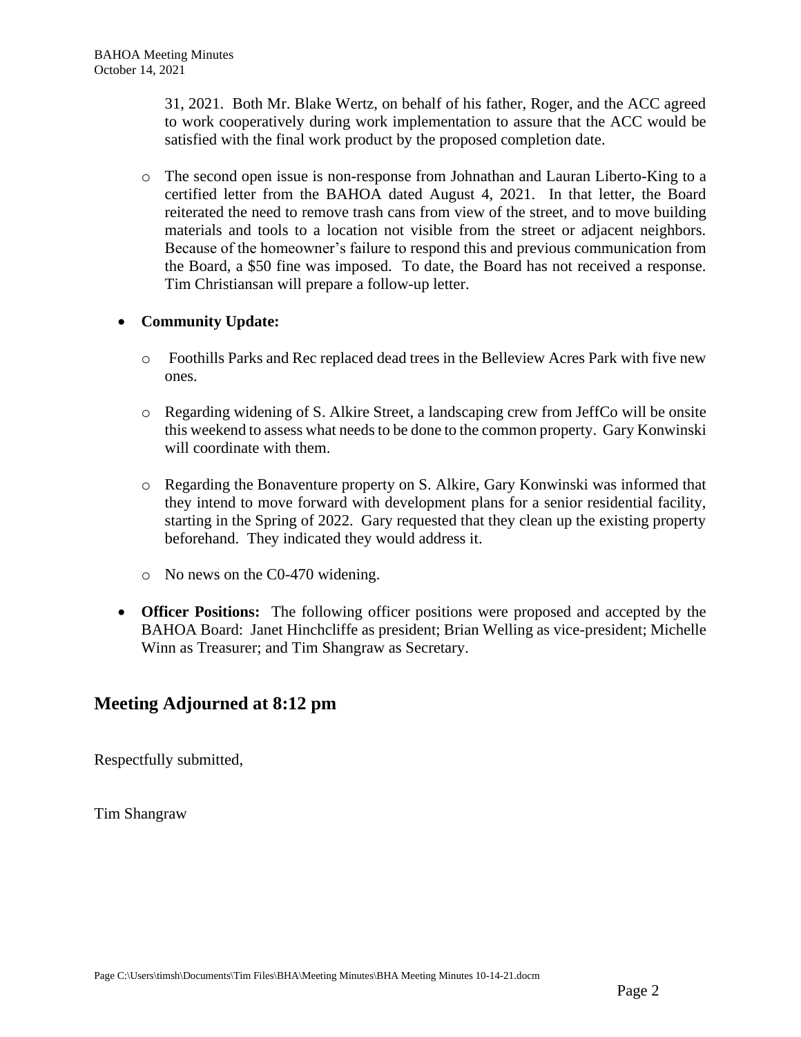31, 2021. Both Mr. Blake Wertz, on behalf of his father, Roger, and the ACC agreed to work cooperatively during work implementation to assure that the ACC would be satisfied with the final work product by the proposed completion date.

  - The second open issue is non-response from Johnathan and Lauran Liberto-King to a certified letter from the BAHOA dated August 4, 2021. In that letter, the Board reiterated the need to remove trash cans from view of the street, and to move building materials and tools to a location not visible from the street or adjacent neighbors. Because of the homeowner's failure to respond this and previous communication from the Board, a $50 fine was imposed. To date, the Board has not received a response. Tim Christiansan will prepare a follow-up letter.

- **Community Update:**
  - Foothills Parks and Rec replaced dead trees in the Belleview Acres Park with five new ones.
  - Regarding widening of S. Alkire Street, a landscaping crew from JeffCo will be onsite this weekend to assess what needs to be done to the common property. Gary Konwinski will coordinate with them.
  - Regarding the Bonaventure property on S. Alkire, Gary Konwinski was informed that they intend to move forward with development plans for a senior residential facility, starting in the Spring of 2022. Gary requested that they clean up the existing property beforehand. They indicated they would address it.
  - No news on the C0-470 widening.

- **Officer Positions:** The following officer positions were proposed and accepted by the BAHOA Board: Janet Hinchcliffe as president; Brian Welling as vice-president; Michelle Winn as Treasurer; and Tim Shangraw as Secretary.

## Meeting Adjourned at 8:12 pm

Respectfully submitted,

Tim Shangraw